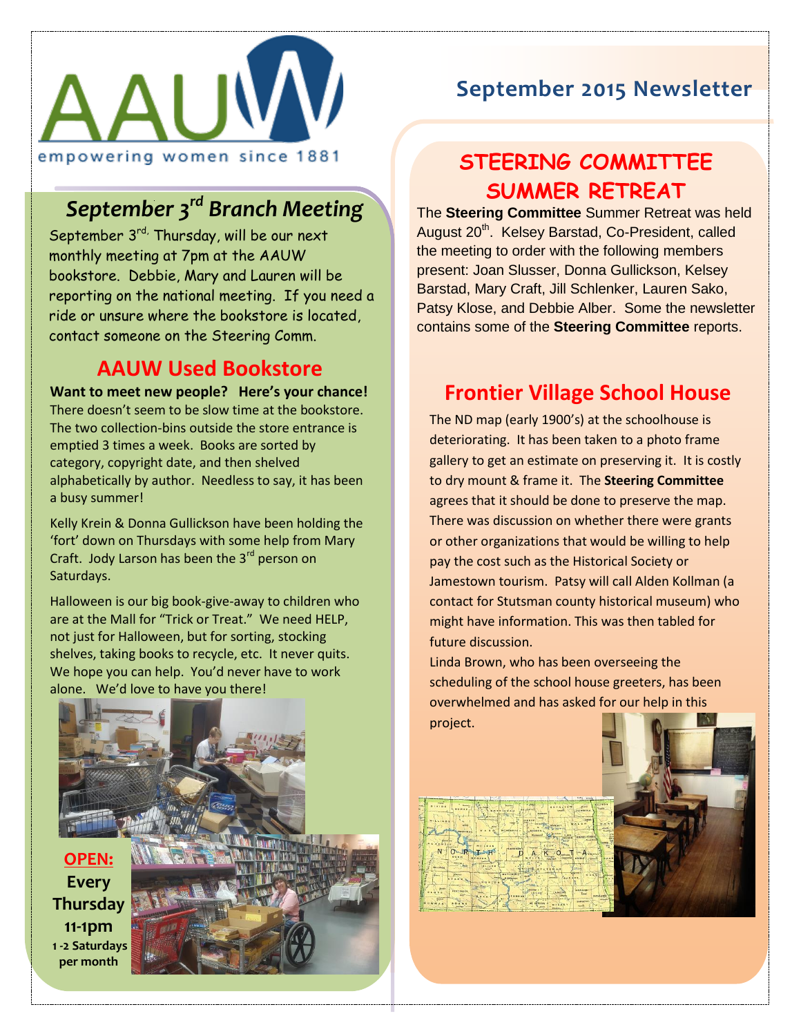AAUW

empowering women since 1881

# September 2015 Newsletter

## *September 3rd Branch Meeting*

September 3rd, Thursday, will be our next monthly meeting at 7pm at the AAUW bookstore. Debbie, Mary and Lauren will be reporting on the national meeting. If you need a ride or unsure where the bookstore is located, contact someone on the Steering Comm.

## AAUW Used Bookstore

**Want to meet new people? Here's your chance!** There doesn't seem to be slow time at the bookstore. The two collection-bins outside the store entrance is emptied 3 times a week. Books are sorted by category, copyright date, and then shelved alphabetically by author. Needless to say, it has been a busy summer!

Kelly Krein & Donna Gullickson have been holding the 'fort' down on Thursdays with some help from Mary Craft. Jody Larson has been the 3rd person on Saturdays.

Halloween is our big book-give-away to children who are at the Mall for "Trick or Treat." We need HELP, not just for Halloween, but for sorting, stocking shelves, taking books to recycle, etc. It never quits. We hope you can help. You'd never have to work alone. We'd love to have you there!

**OPEN:**
**Every Thursday 11-1pm**
**1 -2 Saturdays per month**

## STEERING COMMITTEE SUMMER RETREAT

The **Steering Committee** Summer Retreat was held August 20th. Kelsey Barstad, Co-President, called the meeting to order with the following members present: Joan Slusser, Donna Gullickson, Kelsey Barstad, Mary Craft, Jill Schlenker, Lauren Sako, Patsy Klose, and Debbie Alber. Some the newsletter contains some of the **Steering Committee** reports.

## Frontier Village School House

The ND map (early 1900's) at the schoolhouse is deteriorating. It has been taken to a photo frame gallery to get an estimate on preserving it. It is costly to dry mount & frame it. The **Steering Committee** agrees that it should be done to preserve the map. There was discussion on whether there were grants or other organizations that would be willing to help pay the cost such as the Historical Society or Jamestown tourism. Patsy will call Alden Kollman (a contact for Stutsman county historical museum) who might have information. This was then tabled for future discussion.

Linda Brown, who has been overseeing the scheduling of the school house greeters, has been overwhelmed and has asked for our help in this project.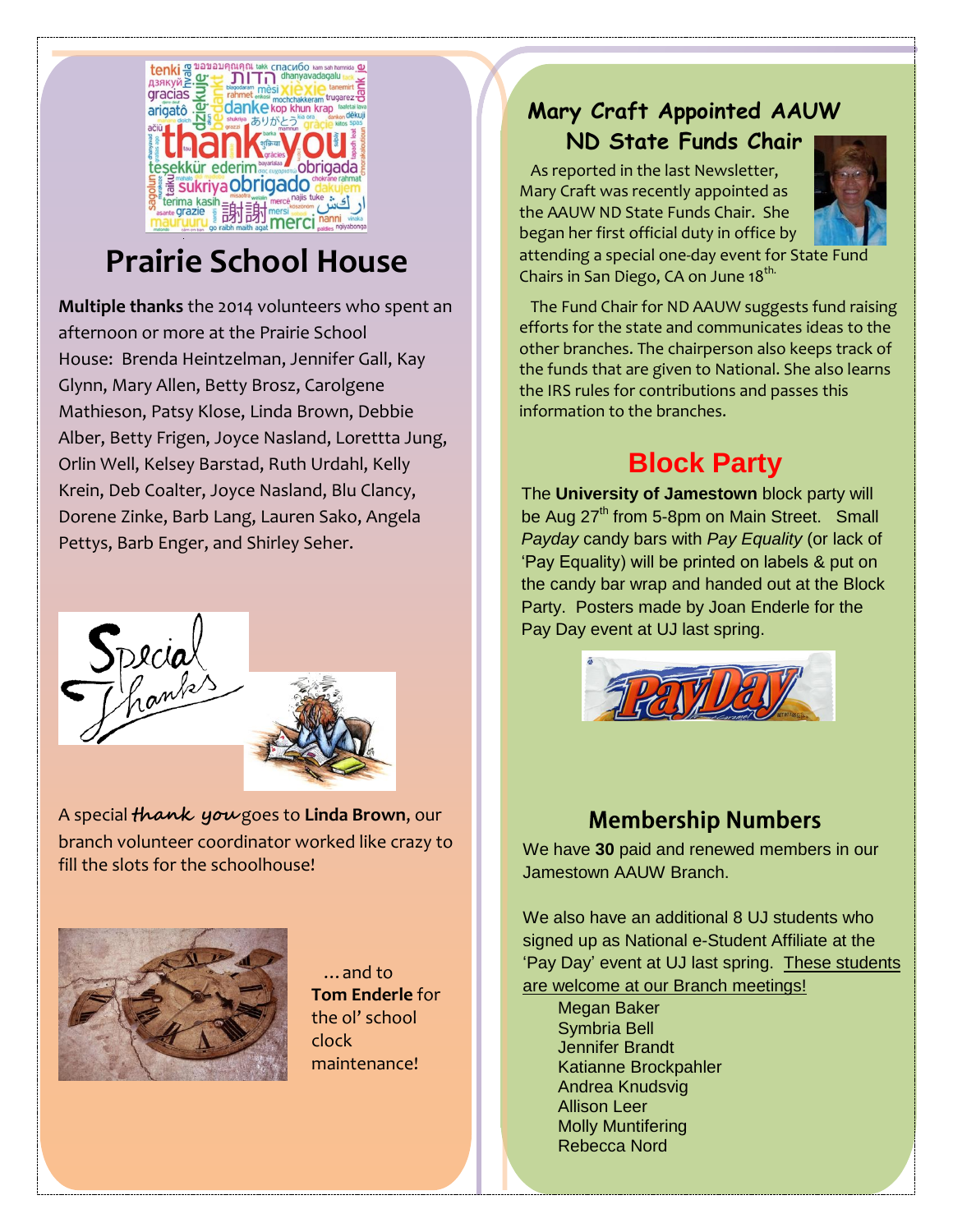# Prairie School House

**Multiple thanks** the 2014 volunteers who spent an afternoon or more at the Prairie School House: Brenda Heintzelman, Jennifer Gall, Kay Glynn, Mary Allen, Betty Brosz, Carolgene Mathieson, Patsy Klose, Linda Brown, Debbie Alber, Betty Frigen, Joyce Nasland, Lorettta Jung, Orlin Well, Kelsey Barstad, Ruth Urdahl, Kelly Krein, Deb Coalter, Joyce Nasland, Blu Clancy, Dorene Zinke, Barb Lang, Lauren Sako, Angela Pettys, Barb Enger, and Shirley Seher.

A special *thank you* goes to **Linda Brown**, our branch volunteer coordinator worked like crazy to fill the slots for the schoolhouse!

…and to **Tom Enderle** for the ol' school clock maintenance!

## Mary Craft Appointed AAUW ND State Funds Chair

As reported in the last Newsletter, Mary Craft was recently appointed as the AAUW ND State Funds Chair. She began her first official duty in office by attending a special one-day event for State Fund Chairs in San Diego, CA on June 18th.

The Fund Chair for ND AAUW suggests fund raising efforts for the state and communicates ideas to the other branches. The chairperson also keeps track of the funds that are given to National. She also learns the IRS rules for contributions and passes this information to the branches.

## Block Party

The **University of Jamestown** block party will be Aug 27th from 5-8pm on Main Street. Small *Payday* candy bars with *Pay Equality* (or lack of 'Pay Equality) will be printed on labels & put on the candy bar wrap and handed out at the Block Party. Posters made by Joan Enderle for the Pay Day event at UJ last spring.

## Membership Numbers

We have **30** paid and renewed members in our Jamestown AAUW Branch.

We also have an additional 8 UJ students who signed up as National e-Student Affiliate at the 'Pay Day' event at UJ last spring. These students are welcome at our Branch meetings!

- Megan Baker
- Symbria Bell
- Jennifer Brandt
- Katianne Brockpahler
- Andrea Knudsvig
- Allison Leer
- Molly Muntifering
- Rebecca Nord